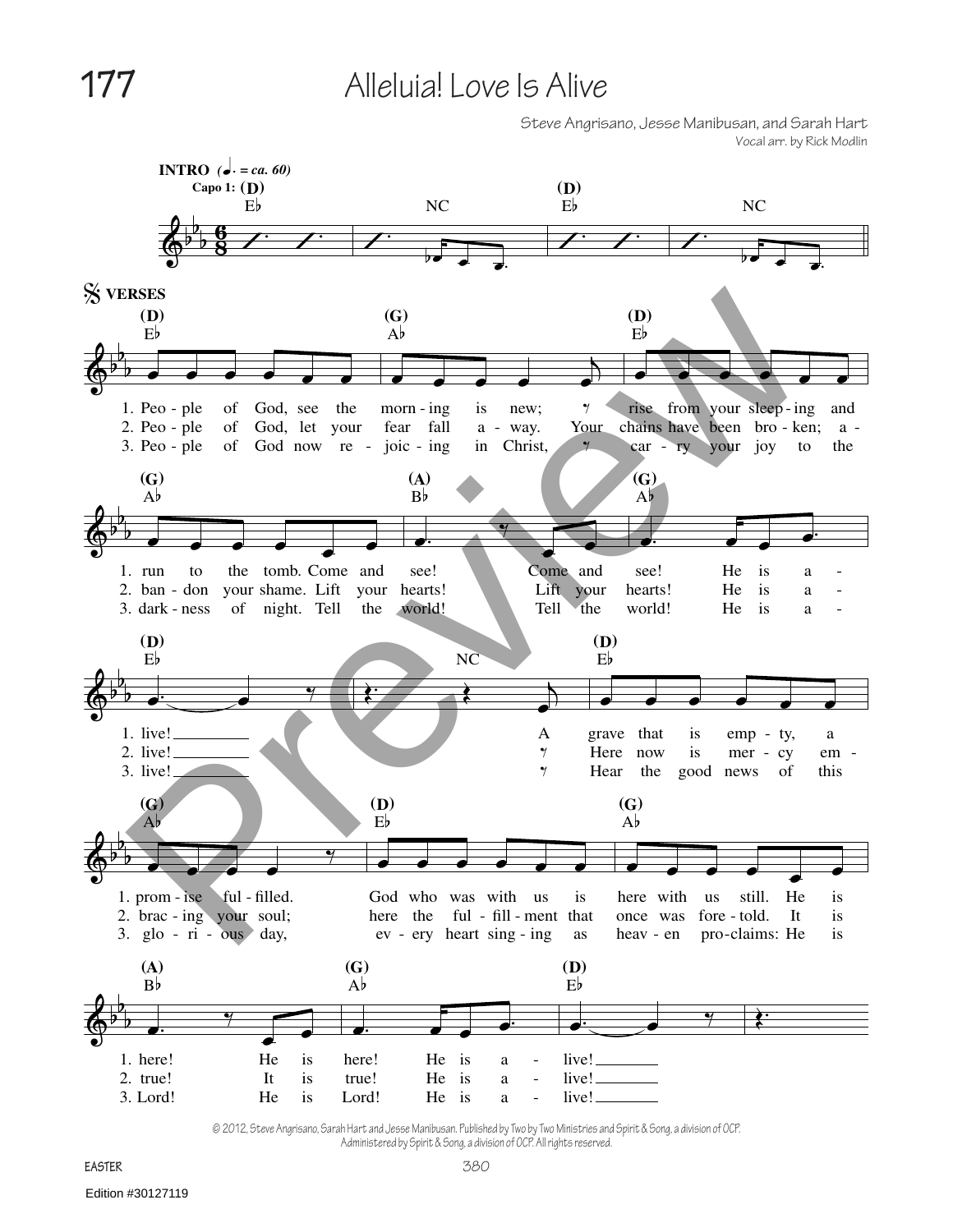# 177 Alleluia! Love Is Alive

Steve Angrisano, Jesse Manibusan, and Sarah Hart
Vocal arr. by Rick Modlin

**INTRO** (♩. = ca. 60)
Capo 1: (D) E♭ NC (D) E♭ NC

**VERSES**

1. People of God, see the morning is new; rise from your sleeping and run to the tomb. Come and see! Come and see! He is alive! A grave that is empty, a promise fulfilled. God who was with us is here with us still. He is here! He is here! He is alive!
2. People of God, let your fear fall away. Your chains have been broken; abandon your shame. Lift your hearts! Lift your hearts! He is alive! Here now is mercy embracing your soul; here the fulfillment that once was foretold. It is true! It is true! He is alive!
3. People of God now rejoicing in Christ, carry your joy to the darkness of night. Tell the world! Tell the world! He is alive! Hear the good news of this glorious day, every heart singing as heaven proclaims: He is Lord! He is Lord! He is alive!

© 2012, Steve Angrisano, Sarah Hart and Jesse Manibusan. Published by Two by Two Ministries and Spirit & Song, a division of OCP. Administered by Spirit & Song, a division of OCP. All rights reserved.

EASTER

Edition #30127119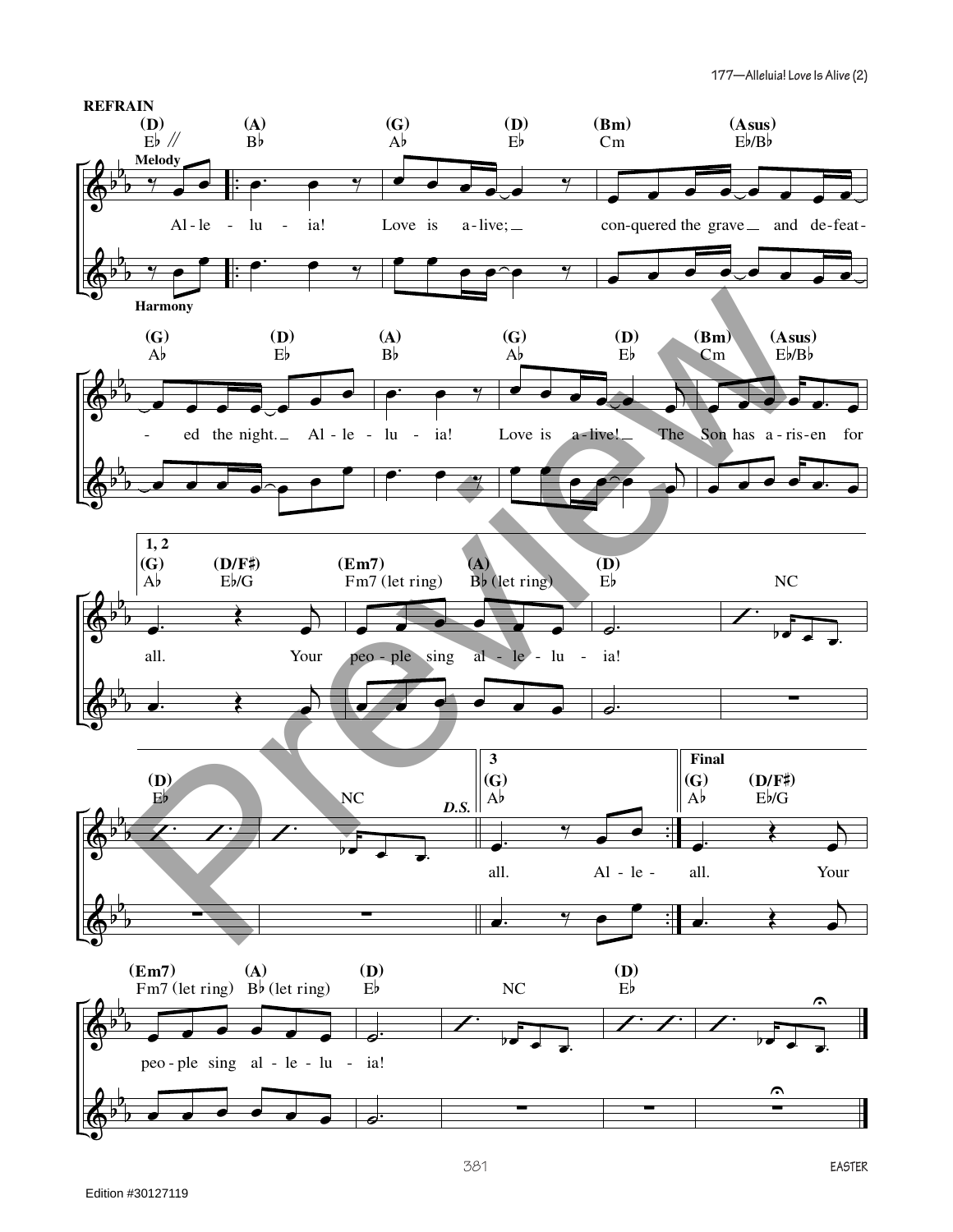**REFRAIN**

(D) (A) (G) (D) (Bm) (Asus)
E♭ // B♭ A♭ E♭ Cm E♭/B♭

Melody

Al - le - lu - ia! Love is a - live; conquered the grave and de - feat -

Harmony

(G) (D) (A) (G) (D) (Bm) (Asus)
A♭ E♭ B♭ A♭ E♭ Cm E♭/B♭

- ed the night. Al - le - lu - ia! Love is a - live! The Son has a - ris - en for

1, 2

(G) (D/F♯) (Em7) (A) (D)
A♭ E♭/G Fm7 (let ring) B♭ (let ring) E♭ NC

all. Your peo - ple sing al - le - lu - ia!

(D)
E♭ NC *D.S.*

3

(G)
A♭

all. Al - le -

Final

(G) (D/F♯)
A♭ E♭/G

all. Your

(Em7) (A) (D) (D)
Fm7 (let ring) B♭ (let ring) E♭ NC E♭

peo - ple sing al - le - lu - ia!